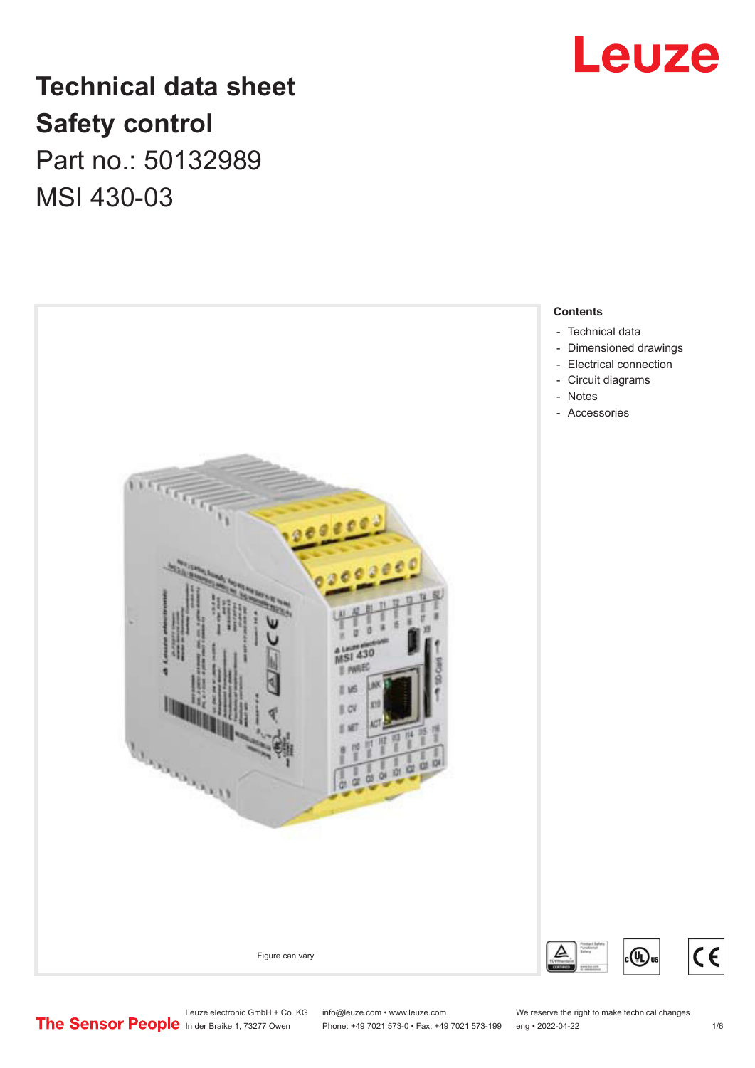# Technical data sheet
# Safety control

Part no.: 50132989

MSI 430-03

Figure can vary

**Contents**

- Technical data
- Dimensioned drawings
- Electrical connection
- Circuit diagrams
- Notes
- Accessories

Leuze electronic GmbH + Co. KG
In der Braike 1, 73277 Owen

info@leuze.com • www.leuze.com
Phone: +49 7021 573-0 • Fax: +49 7021 573-199

We reserve the right to make technical changes
eng • 2022-04-22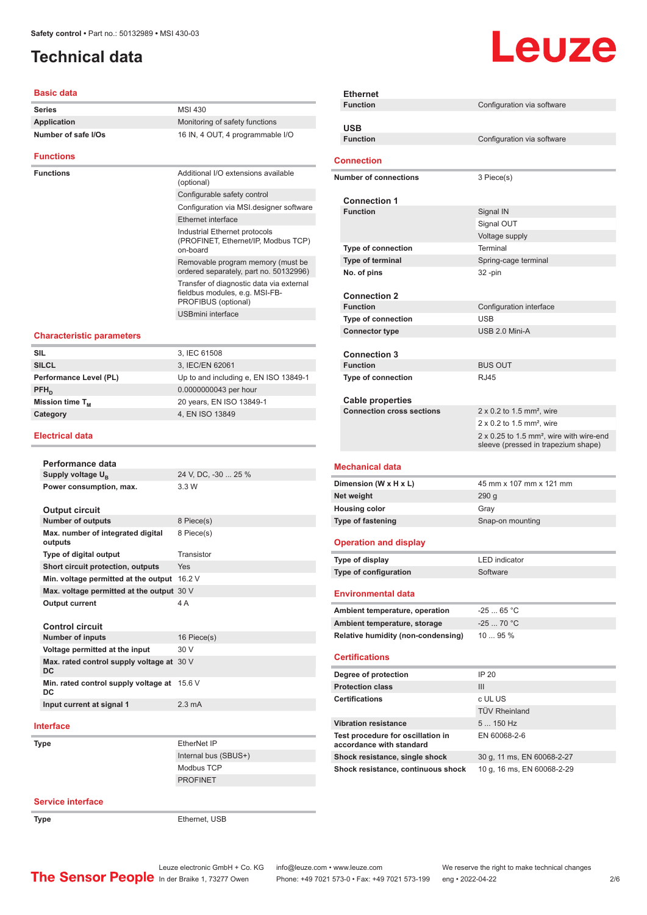Safety control • Part no.: 50132989 • MSI 430-03

# Technical data

## Basic data

| | |
|---|---|
| **Series** | MSI 430 |
| **Application** | Monitoring of safety functions |
| **Number of safe I/Os** | 16 IN, 4 OUT, 4 programmable I/O |

## Functions

| | |
|---|---|
| **Functions** | Additional I/O extensions available (optional) |
| | Configurable safety control |
| | Configuration via MSI.designer software |
| | Ethernet interface |
| | Industrial Ethernet protocols (PROFINET, Ethernet/IP, Modbus TCP) on-board |
| | Removable program memory (must be ordered separately, part no. 50132996) |
| | Transfer of diagnostic data via external fieldbus modules, e.g. MSI-FB-PROFIBUS (optional) |
| | USBmini interface |

## Characteristic parameters

| | |
|---|---|
| **SIL** | 3, IEC 61508 |
| **SILCL** | 3, IEC/EN 62061 |
| **Performance Level (PL)** | Up to and including e, EN ISO 13849-1 |
| **$PFH_D$** | 0.0000000043 per hour |
| **Mission time $T_M$** | 20 years, EN ISO 13849-1 |
| **Category** | 4, EN ISO 13849 |

## Electrical data

### Performance data

| | |
|---|---|
| **Supply voltage $U_B$** | 24 V, DC, -30 ... 25 % |
| **Power consumption, max.** | 3.3 W |

### Output circuit

| | |
|---|---|
| **Number of outputs** | 8 Piece(s) |
| **Max. number of integrated digital outputs** | 8 Piece(s) |
| **Type of digital output** | Transistor |
| **Short circuit protection, outputs** | Yes |
| **Min. voltage permitted at the output** | 16.2 V |
| **Max. voltage permitted at the output** | 30 V |
| **Output current** | 4 A |

### Control circuit

| | |
|---|---|
| **Number of inputs** | 16 Piece(s) |
| **Voltage permitted at the input** | 30 V |
| **Max. rated control supply voltage at DC** | 30 V |
| **Min. rated control supply voltage at DC** | 15.6 V |
| **Input current at signal 1** | 2.3 mA |

## Interface

| | |
|---|---|
| **Type** | EtherNet IP |
| | Internal bus (SBUS+) |
| | Modbus TCP |
| | PROFINET |

## Service interface

| | |
|---|---|
| **Type** | Ethernet, USB |

### Ethernet

| | |
|---|---|
| **Function** | Configuration via software |

### USB

| | |
|---|---|
| **Function** | Configuration via software |

## Connection

| | |
|---|---|
| **Number of connections** | 3 Piece(s) |

### Connection 1

| | |
|---|---|
| **Function** | Signal IN |
| | Signal OUT |
| | Voltage supply |
| **Type of connection** | Terminal |
| **Type of terminal** | Spring-cage terminal |
| **No. of pins** | 32 -pin |

### Connection 2

| | |
|---|---|
| **Function** | Configuration interface |
| **Type of connection** | USB |
| **Connector type** | USB 2.0 Mini-A |

### Connection 3

| | |
|---|---|
| **Function** | BUS OUT |
| **Type of connection** | RJ45 |

### Cable properties

| | |
|---|---|
| **Connection cross sections** | 2 x 0.2 to 1.5 mm², wire |
| | 2 x 0.2 to 1.5 mm², wire |
| | 2 x 0.25 to 1.5 mm², wire with wire-end sleeve (pressed in trapezium shape) |

## Mechanical data

| | |
|---|---|
| **Dimension (W x H x L)** | 45 mm x 107 mm x 121 mm |
| **Net weight** | 290 g |
| **Housing color** | Gray |
| **Type of fastening** | Snap-on mounting |

## Operation and display

| | |
|---|---|
| **Type of display** | LED indicator |
| **Type of configuration** | Software |

## Environmental data

| | |
|---|---|
| **Ambient temperature, operation** | -25 ... 65 °C |
| **Ambient temperature, storage** | -25 ... 70 °C |
| **Relative humidity (non-condensing)** | 10 ... 95 % |

## Certifications

| | |
|---|---|
| **Degree of protection** | IP 20 |
| **Protection class** | III |
| **Certifications** | c UL US |
| | TÜV Rheinland |
| **Vibration resistance** | 5 ... 150 Hz |
| **Test procedure for oscillation in accordance with standard** | EN 60068-2-6 |
| **Shock resistance, single shock** | 30 g, 11 ms, EN 60068-2-27 |
| **Shock resistance, continuous shock** | 10 g, 16 ms, EN 60068-2-29 |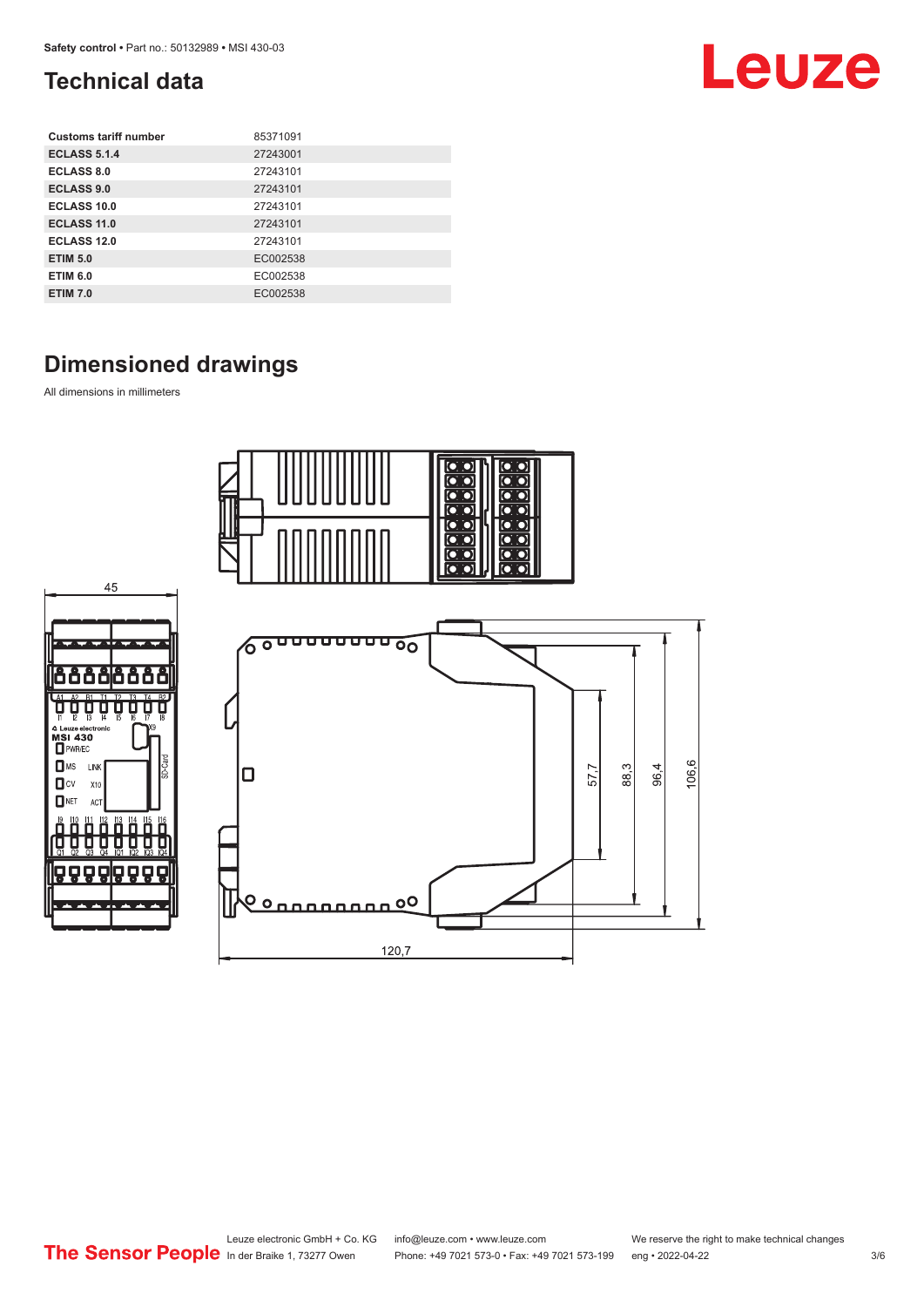## Technical data

| Customs tariff number | 85371091 |
| --- | --- |
| ECLASS 5.1.4 | 27243001 |
| ECLASS 8.0 | 27243101 |
| ECLASS 9.0 | 27243101 |
| ECLASS 10.0 | 27243101 |
| ECLASS 11.0 | 27243101 |
| ECLASS 12.0 | 27243101 |
| ETIM 5.0 | EC002538 |
| ETIM 6.0 | EC002538 |
| ETIM 7.0 | EC002538 |

## Dimensioned drawings

All dimensions in millimeters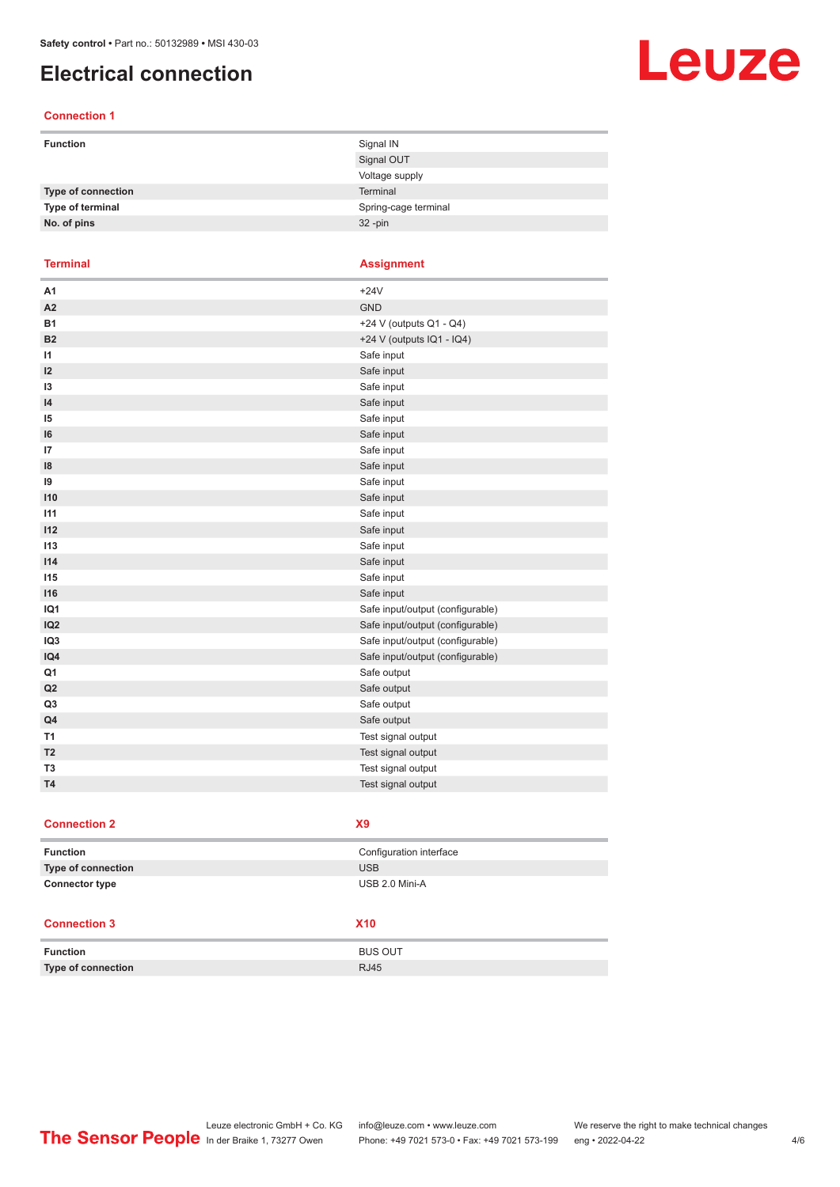# Electrical connection

## Connection 1

| | |
|---|---|
| **Function** | Signal IN |
| | Signal OUT |
| | Voltage supply |
| **Type of connection** | Terminal |
| **Type of terminal** | Spring-cage terminal |
| **No. of pins** | 32 -pin |

| Terminal | Assignment |
|---|---|
| **A1** | +24V |
| **A2** | GND |
| **B1** | +24 V (outputs Q1 - Q4) |
| **B2** | +24 V (outputs IQ1 - IQ4) |
| **I1** | Safe input |
| **I2** | Safe input |
| **I3** | Safe input |
| **I4** | Safe input |
| **I5** | Safe input |
| **I6** | Safe input |
| **I7** | Safe input |
| **I8** | Safe input |
| **I9** | Safe input |
| **I10** | Safe input |
| **I11** | Safe input |
| **I12** | Safe input |
| **I13** | Safe input |
| **I14** | Safe input |
| **I15** | Safe input |
| **I16** | Safe input |
| **IQ1** | Safe input/output (configurable) |
| **IQ2** | Safe input/output (configurable) |
| **IQ3** | Safe input/output (configurable) |
| **IQ4** | Safe input/output (configurable) |
| **Q1** | Safe output |
| **Q2** | Safe output |
| **Q3** | Safe output |
| **Q4** | Safe output |
| **T1** | Test signal output |
| **T2** | Test signal output |
| **T3** | Test signal output |
| **T4** | Test signal output |

## Connection 2 — X9

| | |
|---|---|
| **Function** | Configuration interface |
| **Type of connection** | USB |
| **Connector type** | USB 2.0 Mini-A |

## Connection 3 — X10

| | |
|---|---|
| **Function** | BUS OUT |
| **Type of connection** | RJ45 |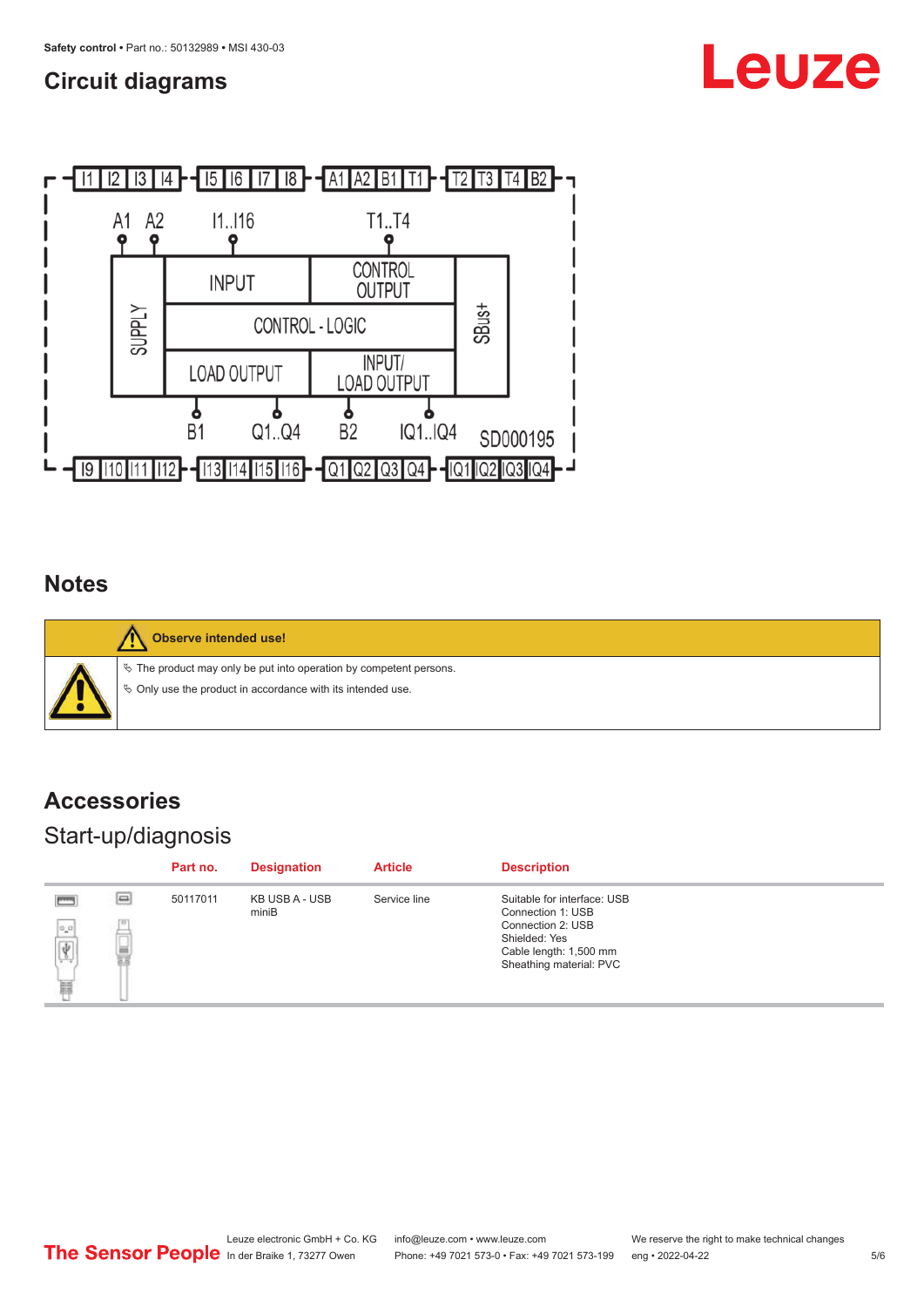## Circuit diagrams

I1 I2 I3 I4 — I5 I6 I7 I8 — A1 A2 B1 T1 — T2 T3 T4 B2

A1 A2 I1..I16 T1..T4

SUPPLY | INPUT | CONTROL OUTPUT | SBus+

CONTROL - LOGIC

LOAD OUTPUT | INPUT/ LOAD OUTPUT

B1 Q1..Q4 B2 IQ1..IQ4 SD000195

I9 I10 I11 I12 — I13 I14 I15 I16 — Q1 Q2 Q3 Q4 — IQ1 IQ2 IQ3 IQ4

## Notes

**Observe intended use!**

- The product may only be put into operation by competent persons.
- Only use the product in accordance with its intended use.

## Accessories

### Start-up/diagnosis

| Part no. | Designation | Article | Description |
|---|---|---|---|
| 50117011 | KB USB A - USB miniB | Service line | Suitable for interface: USB<br>Connection 1: USB<br>Connection 2: USB<br>Shielded: Yes<br>Cable length: 1,500 mm<br>Sheathing material: PVC |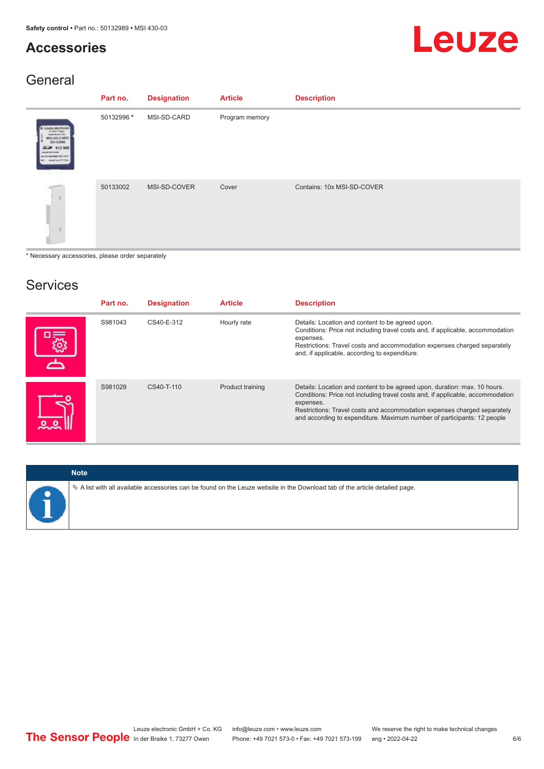# Accessories

## General

| | Part no. | Designation | Article | Description |
|---|---|---|---|---|
| | 50132996 * | MSI-SD-CARD | Program memory | |
| | 50133002 | MSI-SD-COVER | Cover | Contains: 10x MSI-SD-COVER |

* Necessary accessories, please order separately

## Services

| | Part no. | Designation | Article | Description |
|---|---|---|---|---|
| | S981043 | CS40-E-312 | Hourly rate | Details: Location and content to be agreed upon. Conditions: Price not including travel costs and, if applicable, accommodation expenses. Restrictions: Travel costs and accommodation expenses charged separately and, if applicable, according to expenditure. |
| | S981029 | CS40-T-110 | Product training | Details: Location and content to be agreed upon, duration: max. 10 hours. Conditions: Price not including travel costs and, if applicable, accommodation expenses. Restrictions: Travel costs and accommodation expenses charged separately and according to expenditure. Maximum number of participants: 12 people |

**Note**

↳ A list with all available accessories can be found on the Leuze website in the Download tab of the article detailed page.